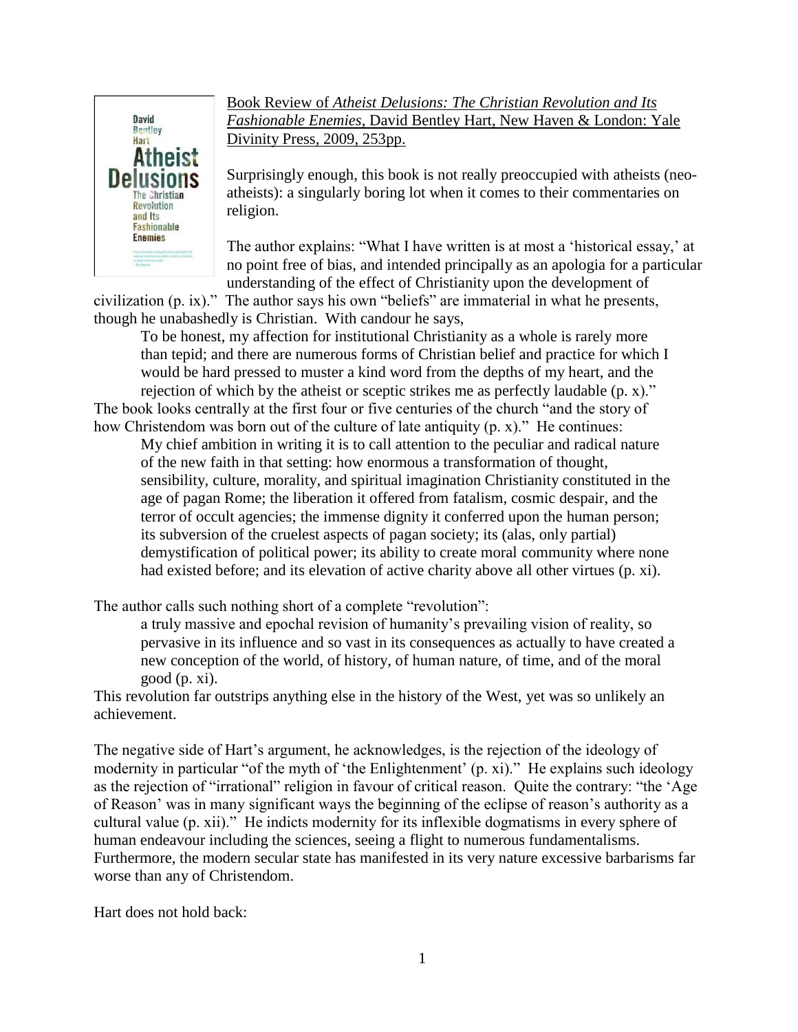Book Review of *Atheist Delusions: The Christian Revolution and Its Fashionable Enemies*, David Bentley Hart, New Haven & London: Yale Divinity Press, 2009, 253pp.

Surprisingly enough, this book is not really preoccupied with atheists (neo-atheists): a singularly boring lot when it comes to their commentaries on religion.

The author explains: "What I have written is at most a 'historical essay,' at no point free of bias, and intended principally as an apologia for a particular understanding of the effect of Christianity upon the development of civilization (p. ix)." The author says his own "beliefs" are immaterial in what he presents, though he unabashedly is Christian. With candour he says,

> To be honest, my affection for institutional Christianity as a whole is rarely more than tepid; and there are numerous forms of Christian belief and practice for which I would be hard pressed to muster a kind word from the depths of my heart, and the rejection of which by the atheist or sceptic strikes me as perfectly laudable (p. x)."

The book looks centrally at the first four or five centuries of the church "and the story of how Christendom was born out of the culture of late antiquity (p. x)." He continues:

> My chief ambition in writing it is to call attention to the peculiar and radical nature of the new faith in that setting: how enormous a transformation of thought, sensibility, culture, morality, and spiritual imagination Christianity constituted in the age of pagan Rome; the liberation it offered from fatalism, cosmic despair, and the terror of occult agencies; the immense dignity it conferred upon the human person; its subversion of the cruelest aspects of pagan society; its (alas, only partial) demystification of political power; its ability to create moral community where none had existed before; and its elevation of active charity above all other virtues (p. xi).

The author calls such nothing short of a complete "revolution":

> a truly massive and epochal revision of humanity's prevailing vision of reality, so pervasive in its influence and so vast in its consequences as actually to have created a new conception of the world, of history, of human nature, of time, and of the moral good (p. xi).

This revolution far outstrips anything else in the history of the West, yet was so unlikely an achievement.

The negative side of Hart's argument, he acknowledges, is the rejection of the ideology of modernity in particular "of the myth of 'the Enlightenment' (p. xi)." He explains such ideology as the rejection of "irrational" religion in favour of critical reason. Quite the contrary: "the 'Age of Reason' was in many significant ways the beginning of the eclipse of reason's authority as a cultural value (p. xii)." He indicts modernity for its inflexible dogmatisms in every sphere of human endeavour including the sciences, seeing a flight to numerous fundamentalisms. Furthermore, the modern secular state has manifested in its very nature excessive barbarisms far worse than any of Christendom.

Hart does not hold back: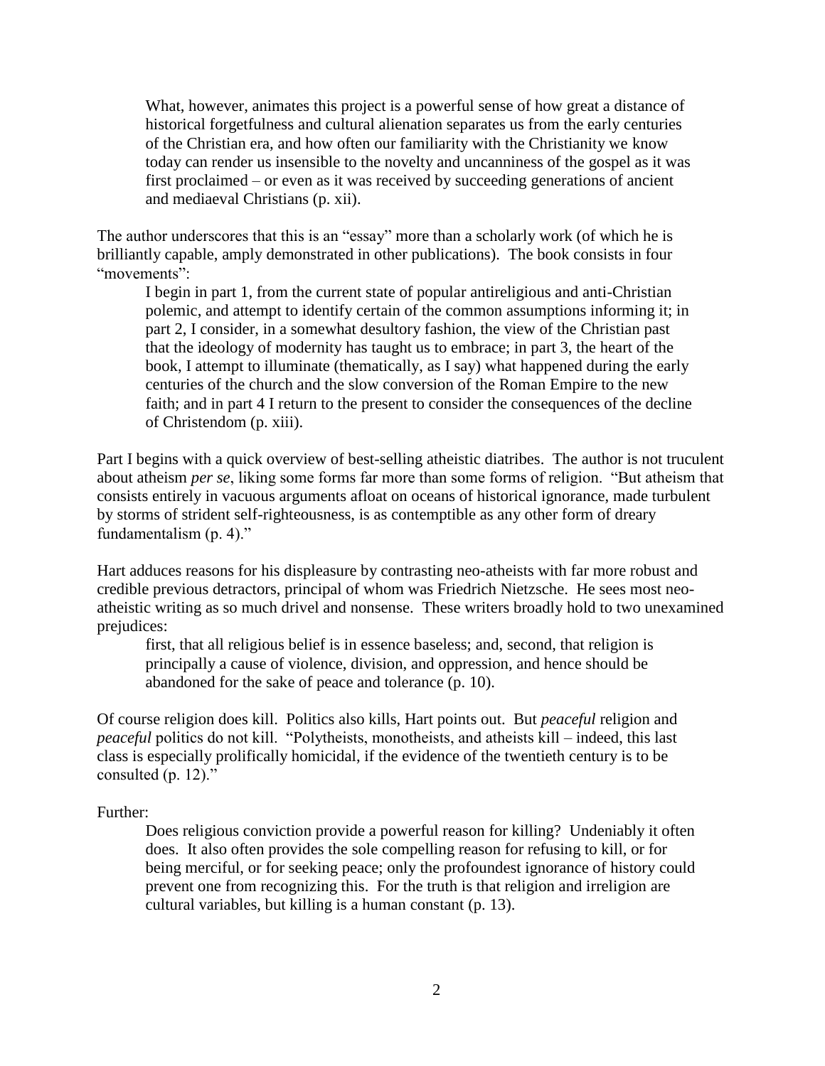> What, however, animates this project is a powerful sense of how great a distance of historical forgetfulness and cultural alienation separates us from the early centuries of the Christian era, and how often our familiarity with the Christianity we know today can render us insensible to the novelty and uncanniness of the gospel as it was first proclaimed – or even as it was received by succeeding generations of ancient and mediaeval Christians (p. xii).

The author underscores that this is an "essay" more than a scholarly work (of which he is brilliantly capable, amply demonstrated in other publications). The book consists in four "movements":

> I begin in part 1, from the current state of popular antireligious and anti-Christian polemic, and attempt to identify certain of the common assumptions informing it; in part 2, I consider, in a somewhat desultory fashion, the view of the Christian past that the ideology of modernity has taught us to embrace; in part 3, the heart of the book, I attempt to illuminate (thematically, as I say) what happened during the early centuries of the church and the slow conversion of the Roman Empire to the new faith; and in part 4 I return to the present to consider the consequences of the decline of Christendom (p. xiii).

Part I begins with a quick overview of best-selling atheistic diatribes. The author is not truculent about atheism *per se*, liking some forms far more than some forms of religion. "But atheism that consists entirely in vacuous arguments afloat on oceans of historical ignorance, made turbulent by storms of strident self-righteousness, is as contemptible as any other form of dreary fundamentalism (p. 4)."

Hart adduces reasons for his displeasure by contrasting neo-atheists with far more robust and credible previous detractors, principal of whom was Friedrich Nietzsche. He sees most neo-atheistic writing as so much drivel and nonsense. These writers broadly hold to two unexamined prejudices:

> first, that all religious belief is in essence baseless; and, second, that religion is principally a cause of violence, division, and oppression, and hence should be abandoned for the sake of peace and tolerance (p. 10).

Of course religion does kill. Politics also kills, Hart points out. But *peaceful* religion and *peaceful* politics do not kill. "Polytheists, monotheists, and atheists kill – indeed, this last class is especially prolifically homicidal, if the evidence of the twentieth century is to be consulted (p. 12)."

Further:

> Does religious conviction provide a powerful reason for killing? Undeniably it often does. It also often provides the sole compelling reason for refusing to kill, or for being merciful, or for seeking peace; only the profoundest ignorance of history could prevent one from recognizing this. For the truth is that religion and irreligion are cultural variables, but killing is a human constant (p. 13).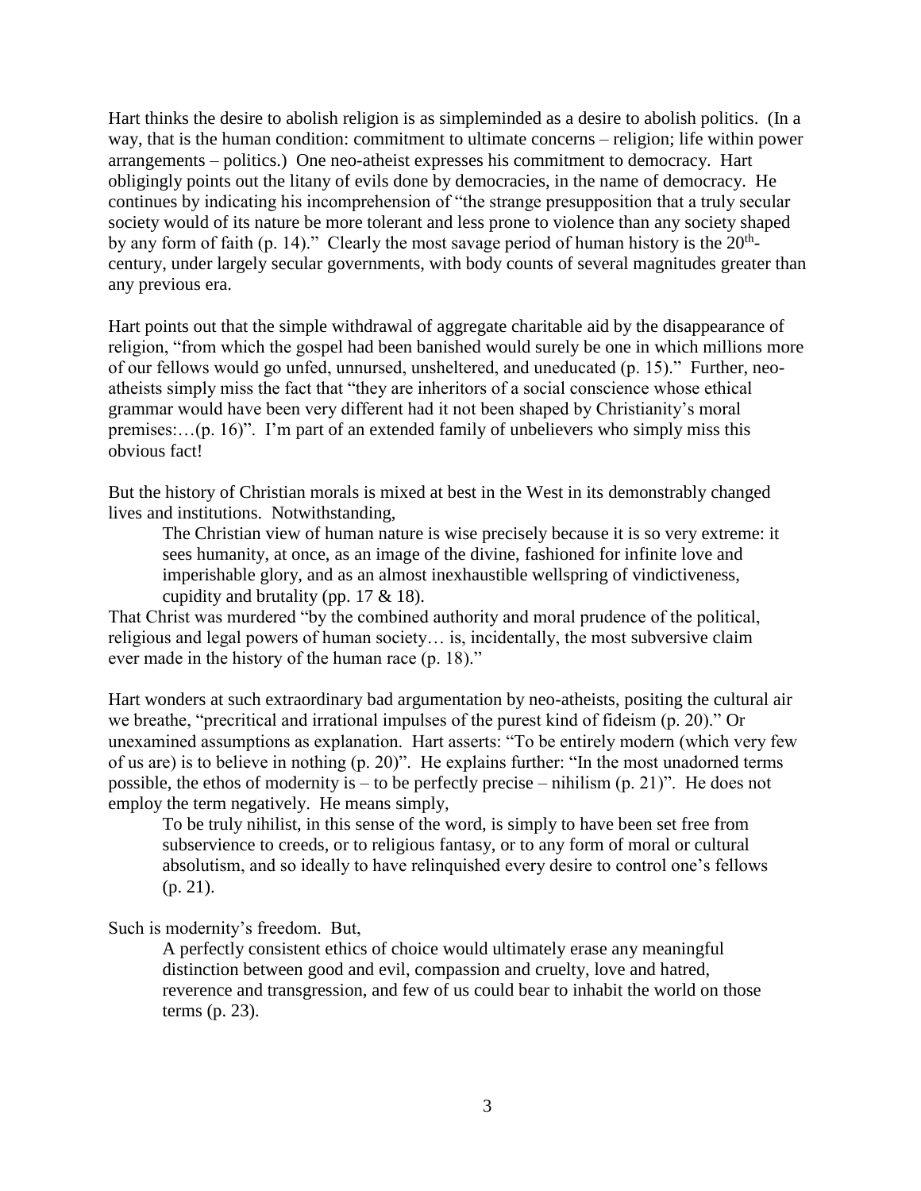Hart thinks the desire to abolish religion is as simpleminded as a desire to abolish politics. (In a way, that is the human condition: commitment to ultimate concerns – religion; life within power arrangements – politics.) One neo-atheist expresses his commitment to democracy. Hart obligingly points out the litany of evils done by democracies, in the name of democracy. He continues by indicating his incomprehension of "the strange presupposition that a truly secular society would of its nature be more tolerant and less prone to violence than any society shaped by any form of faith (p. 14)." Clearly the most savage period of human history is the 20th-century, under largely secular governments, with body counts of several magnitudes greater than any previous era.

Hart points out that the simple withdrawal of aggregate charitable aid by the disappearance of religion, "from which the gospel had been banished would surely be one in which millions more of our fellows would go unfed, unnursed, unsheltered, and uneducated (p. 15)." Further, neo-atheists simply miss the fact that "they are inheritors of a social conscience whose ethical grammar would have been very different had it not been shaped by Christianity's moral premises:…(p. 16)". I'm part of an extended family of unbelievers who simply miss this obvious fact!

But the history of Christian morals is mixed at best in the West in its demonstrably changed lives and institutions. Notwithstanding,

> The Christian view of human nature is wise precisely because it is so very extreme: it sees humanity, at once, as an image of the divine, fashioned for infinite love and imperishable glory, and as an almost inexhaustible wellspring of vindictiveness, cupidity and brutality (pp. 17 & 18).

That Christ was murdered "by the combined authority and moral prudence of the political, religious and legal powers of human society… is, incidentally, the most subversive claim ever made in the history of the human race (p. 18)."

Hart wonders at such extraordinary bad argumentation by neo-atheists, positing the cultural air we breathe, "precritical and irrational impulses of the purest kind of fideism (p. 20)." Or unexamined assumptions as explanation. Hart asserts: "To be entirely modern (which very few of us are) is to believe in nothing (p. 20)". He explains further: "In the most unadorned terms possible, the ethos of modernity is – to be perfectly precise – nihilism (p. 21)". He does not employ the term negatively. He means simply,

> To be truly nihilist, in this sense of the word, is simply to have been set free from subservience to creeds, or to religious fantasy, or to any form of moral or cultural absolutism, and so ideally to have relinquished every desire to control one's fellows (p. 21).

Such is modernity's freedom. But,

> A perfectly consistent ethics of choice would ultimately erase any meaningful distinction between good and evil, compassion and cruelty, love and hatred, reverence and transgression, and few of us could bear to inhabit the world on those terms (p. 23).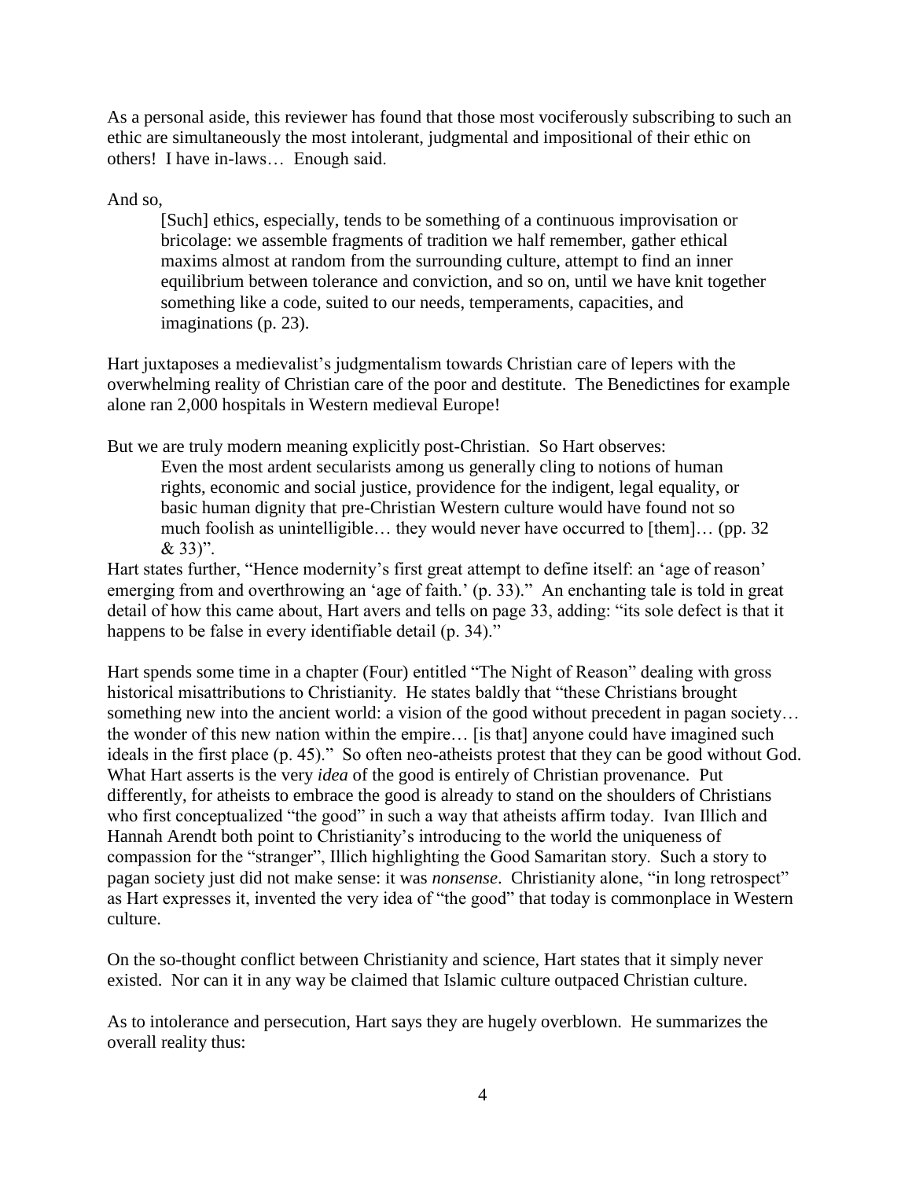As a personal aside, this reviewer has found that those most vociferously subscribing to such an ethic are simultaneously the most intolerant, judgmental and impositional of their ethic on others! I have in-laws… Enough said.

And so,

> [Such] ethics, especially, tends to be something of a continuous improvisation or bricolage: we assemble fragments of tradition we half remember, gather ethical maxims almost at random from the surrounding culture, attempt to find an inner equilibrium between tolerance and conviction, and so on, until we have knit together something like a code, suited to our needs, temperaments, capacities, and imaginations (p. 23).

Hart juxtaposes a medievalist's judgmentalism towards Christian care of lepers with the overwhelming reality of Christian care of the poor and destitute. The Benedictines for example alone ran 2,000 hospitals in Western medieval Europe!

But we are truly modern meaning explicitly post-Christian. So Hart observes:

> Even the most ardent secularists among us generally cling to notions of human rights, economic and social justice, providence for the indigent, legal equality, or basic human dignity that pre-Christian Western culture would have found not so much foolish as unintelligible… they would never have occurred to [them]… (pp. 32 & 33)".

Hart states further, "Hence modernity's first great attempt to define itself: an 'age of reason' emerging from and overthrowing an 'age of faith.' (p. 33)." An enchanting tale is told in great detail of how this came about, Hart avers and tells on page 33, adding: "its sole defect is that it happens to be false in every identifiable detail (p. 34)."

Hart spends some time in a chapter (Four) entitled "The Night of Reason" dealing with gross historical misattributions to Christianity. He states baldly that "these Christians brought something new into the ancient world: a vision of the good without precedent in pagan society… the wonder of this new nation within the empire… [is that] anyone could have imagined such ideals in the first place (p. 45)." So often neo-atheists protest that they can be good without God. What Hart asserts is the very *idea* of the good is entirely of Christian provenance. Put differently, for atheists to embrace the good is already to stand on the shoulders of Christians who first conceptualized "the good" in such a way that atheists affirm today. Ivan Illich and Hannah Arendt both point to Christianity's introducing to the world the uniqueness of compassion for the "stranger", Illich highlighting the Good Samaritan story. Such a story to pagan society just did not make sense: it was *nonsense*. Christianity alone, "in long retrospect" as Hart expresses it, invented the very idea of "the good" that today is commonplace in Western culture.

On the so-thought conflict between Christianity and science, Hart states that it simply never existed. Nor can it in any way be claimed that Islamic culture outpaced Christian culture.

As to intolerance and persecution, Hart says they are hugely overblown. He summarizes the overall reality thus: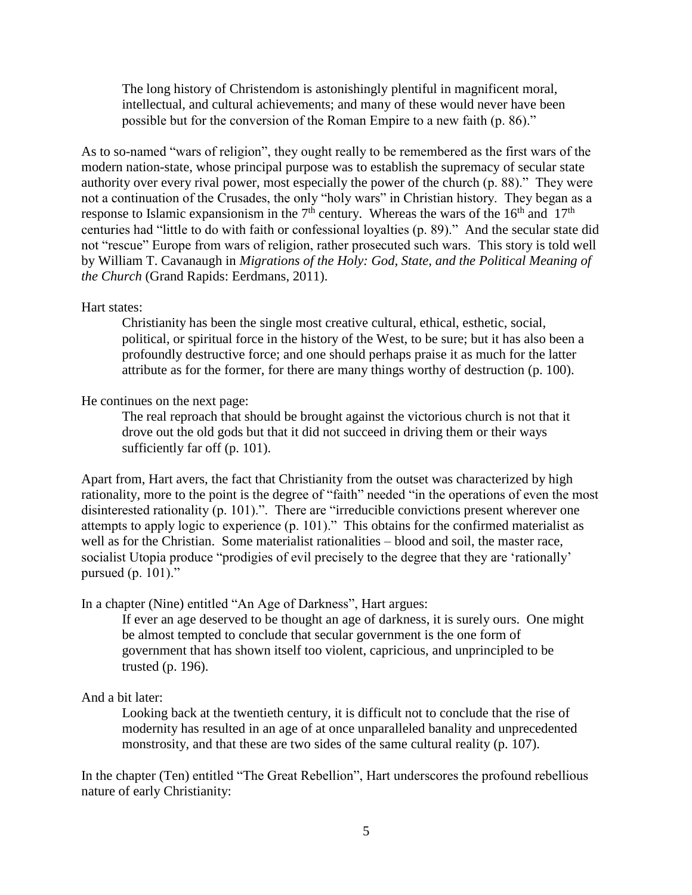> The long history of Christendom is astonishingly plentiful in magnificent moral, intellectual, and cultural achievements; and many of these would never have been possible but for the conversion of the Roman Empire to a new faith (p. 86)."

As to so-named "wars of religion", they ought really to be remembered as the first wars of the modern nation-state, whose principal purpose was to establish the supremacy of secular state authority over every rival power, most especially the power of the church (p. 88)." They were not a continuation of the Crusades, the only "holy wars" in Christian history. They began as a response to Islamic expansionism in the 7th century. Whereas the wars of the 16th and 17th centuries had "little to do with faith or confessional loyalties (p. 89)." And the secular state did not "rescue" Europe from wars of religion, rather prosecuted such wars. This story is told well by William T. Cavanaugh in *Migrations of the Holy: God, State, and the Political Meaning of the Church* (Grand Rapids: Eerdmans, 2011).

Hart states:

> Christianity has been the single most creative cultural, ethical, esthetic, social, political, or spiritual force in the history of the West, to be sure; but it has also been a profoundly destructive force; and one should perhaps praise it as much for the latter attribute as for the former, for there are many things worthy of destruction (p. 100).

He continues on the next page:

> The real reproach that should be brought against the victorious church is not that it drove out the old gods but that it did not succeed in driving them or their ways sufficiently far off (p. 101).

Apart from, Hart avers, the fact that Christianity from the outset was characterized by high rationality, more to the point is the degree of "faith" needed "in the operations of even the most disinterested rationality (p. 101).". There are "irreducible convictions present wherever one attempts to apply logic to experience (p. 101)." This obtains for the confirmed materialist as well as for the Christian. Some materialist rationalities – blood and soil, the master race, socialist Utopia produce "prodigies of evil precisely to the degree that they are 'rationally' pursued (p. 101)."

In a chapter (Nine) entitled "An Age of Darkness", Hart argues:

> If ever an age deserved to be thought an age of darkness, it is surely ours. One might be almost tempted to conclude that secular government is the one form of government that has shown itself too violent, capricious, and unprincipled to be trusted (p. 196).

And a bit later:

> Looking back at the twentieth century, it is difficult not to conclude that the rise of modernity has resulted in an age of at once unparalleled banality and unprecedented monstrosity, and that these are two sides of the same cultural reality (p. 107).

In the chapter (Ten) entitled "The Great Rebellion", Hart underscores the profound rebellious nature of early Christianity: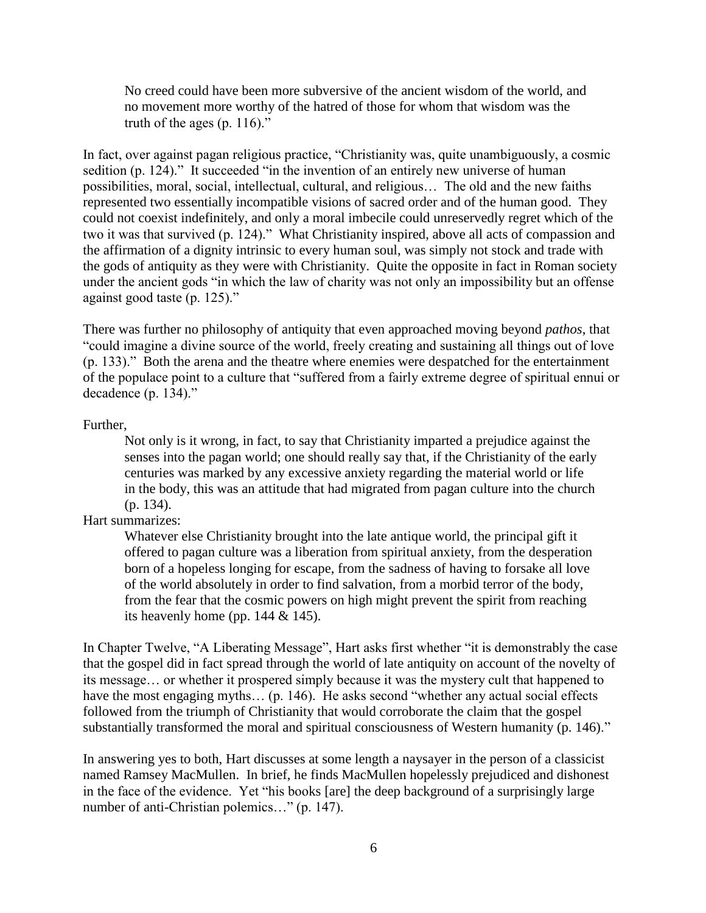> No creed could have been more subversive of the ancient wisdom of the world, and no movement more worthy of the hatred of those for whom that wisdom was the truth of the ages (p. 116)."

In fact, over against pagan religious practice, "Christianity was, quite unambiguously, a cosmic sedition (p. 124)." It succeeded "in the invention of an entirely new universe of human possibilities, moral, social, intellectual, cultural, and religious… The old and the new faiths represented two essentially incompatible visions of sacred order and of the human good. They could not coexist indefinitely, and only a moral imbecile could unreservedly regret which of the two it was that survived (p. 124)." What Christianity inspired, above all acts of compassion and the affirmation of a dignity intrinsic to every human soul, was simply not stock and trade with the gods of antiquity as they were with Christianity. Quite the opposite in fact in Roman society under the ancient gods "in which the law of charity was not only an impossibility but an offense against good taste (p. 125)."

There was further no philosophy of antiquity that even approached moving beyond *pathos*, that "could imagine a divine source of the world, freely creating and sustaining all things out of love (p. 133)." Both the arena and the theatre where enemies were despatched for the entertainment of the populace point to a culture that "suffered from a fairly extreme degree of spiritual ennui or decadence (p. 134)."

Further,

> Not only is it wrong, in fact, to say that Christianity imparted a prejudice against the senses into the pagan world; one should really say that, if the Christianity of the early centuries was marked by any excessive anxiety regarding the material world or life in the body, this was an attitude that had migrated from pagan culture into the church (p. 134).

Hart summarizes:

> Whatever else Christianity brought into the late antique world, the principal gift it offered to pagan culture was a liberation from spiritual anxiety, from the desperation born of a hopeless longing for escape, from the sadness of having to forsake all love of the world absolutely in order to find salvation, from a morbid terror of the body, from the fear that the cosmic powers on high might prevent the spirit from reaching its heavenly home (pp. 144 & 145).

In Chapter Twelve, "A Liberating Message", Hart asks first whether "it is demonstrably the case that the gospel did in fact spread through the world of late antiquity on account of the novelty of its message… or whether it prospered simply because it was the mystery cult that happened to have the most engaging myths… (p. 146). He asks second "whether any actual social effects followed from the triumph of Christianity that would corroborate the claim that the gospel substantially transformed the moral and spiritual consciousness of Western humanity (p. 146)."

In answering yes to both, Hart discusses at some length a naysayer in the person of a classicist named Ramsey MacMullen. In brief, he finds MacMullen hopelessly prejudiced and dishonest in the face of the evidence. Yet "his books [are] the deep background of a surprisingly large number of anti-Christian polemics…" (p. 147).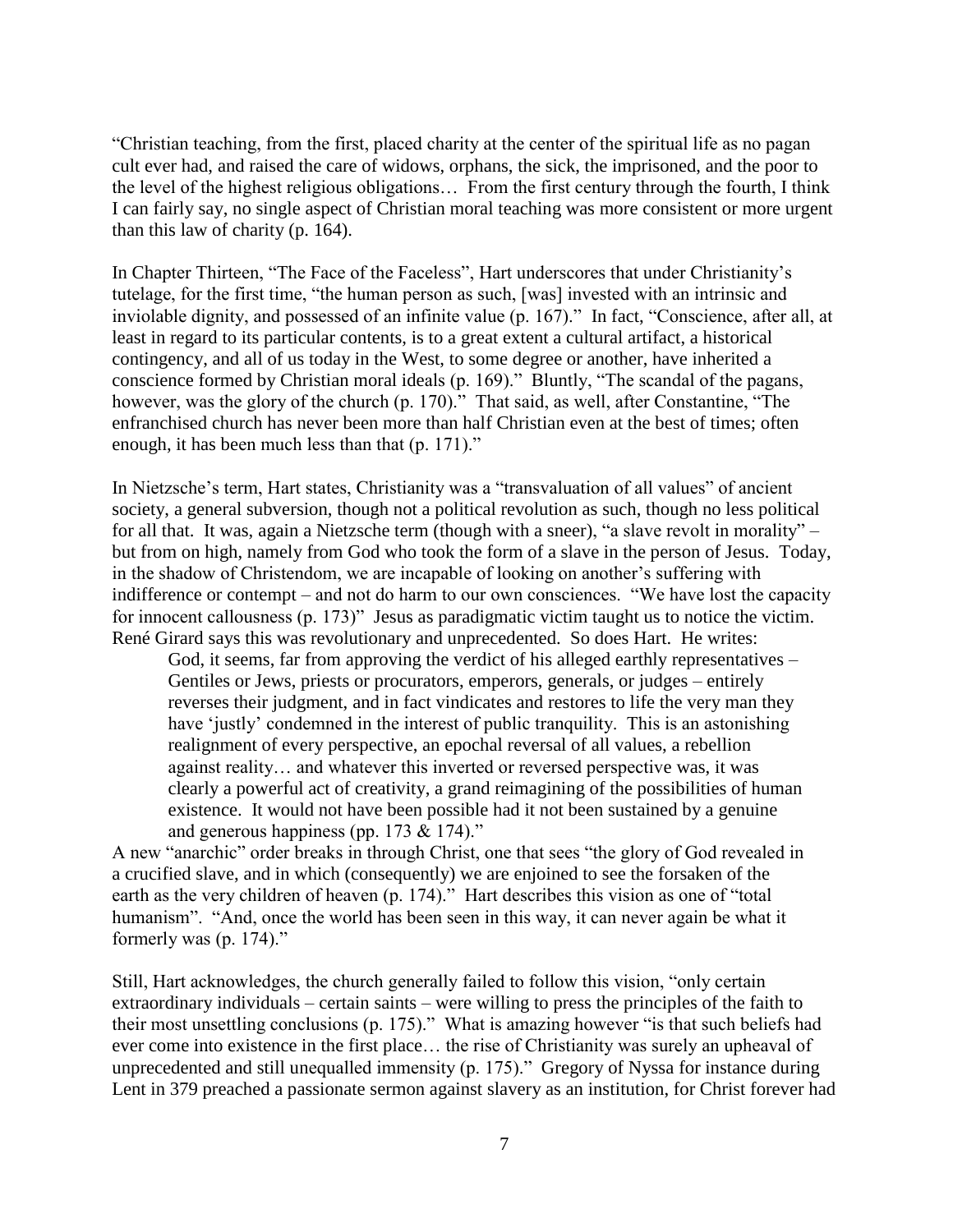"Christian teaching, from the first, placed charity at the center of the spiritual life as no pagan cult ever had, and raised the care of widows, orphans, the sick, the imprisoned, and the poor to the level of the highest religious obligations… From the first century through the fourth, I think I can fairly say, no single aspect of Christian moral teaching was more consistent or more urgent than this law of charity (p. 164).

In Chapter Thirteen, "The Face of the Faceless", Hart underscores that under Christianity's tutelage, for the first time, "the human person as such, [was] invested with an intrinsic and inviolable dignity, and possessed of an infinite value (p. 167)." In fact, "Conscience, after all, at least in regard to its particular contents, is to a great extent a cultural artifact, a historical contingency, and all of us today in the West, to some degree or another, have inherited a conscience formed by Christian moral ideals (p. 169)." Bluntly, "The scandal of the pagans, however, was the glory of the church (p. 170)." That said, as well, after Constantine, "The enfranchised church has never been more than half Christian even at the best of times; often enough, it has been much less than that (p. 171)."

In Nietzsche's term, Hart states, Christianity was a "transvaluation of all values" of ancient society, a general subversion, though not a political revolution as such, though no less political for all that. It was, again a Nietzsche term (though with a sneer), "a slave revolt in morality" – but from on high, namely from God who took the form of a slave in the person of Jesus. Today, in the shadow of Christendom, we are incapable of looking on another's suffering with indifference or contempt – and not do harm to our own consciences. "We have lost the capacity for innocent callousness (p. 173)" Jesus as paradigmatic victim taught us to notice the victim. René Girard says this was revolutionary and unprecedented. So does Hart. He writes:

> God, it seems, far from approving the verdict of his alleged earthly representatives – Gentiles or Jews, priests or procurators, emperors, generals, or judges – entirely reverses their judgment, and in fact vindicates and restores to life the very man they have 'justly' condemned in the interest of public tranquility. This is an astonishing realignment of every perspective, an epochal reversal of all values, a rebellion against reality… and whatever this inverted or reversed perspective was, it was clearly a powerful act of creativity, a grand reimagining of the possibilities of human existence. It would not have been possible had it not been sustained by a genuine and generous happiness (pp. 173 & 174)."

A new "anarchic" order breaks in through Christ, one that sees "the glory of God revealed in a crucified slave, and in which (consequently) we are enjoined to see the forsaken of the earth as the very children of heaven (p. 174)." Hart describes this vision as one of "total humanism". "And, once the world has been seen in this way, it can never again be what it formerly was (p. 174)."

Still, Hart acknowledges, the church generally failed to follow this vision, "only certain extraordinary individuals – certain saints – were willing to press the principles of the faith to their most unsettling conclusions (p. 175)." What is amazing however "is that such beliefs had ever come into existence in the first place… the rise of Christianity was surely an upheaval of unprecedented and still unequalled immensity (p. 175)." Gregory of Nyssa for instance during Lent in 379 preached a passionate sermon against slavery as an institution, for Christ forever had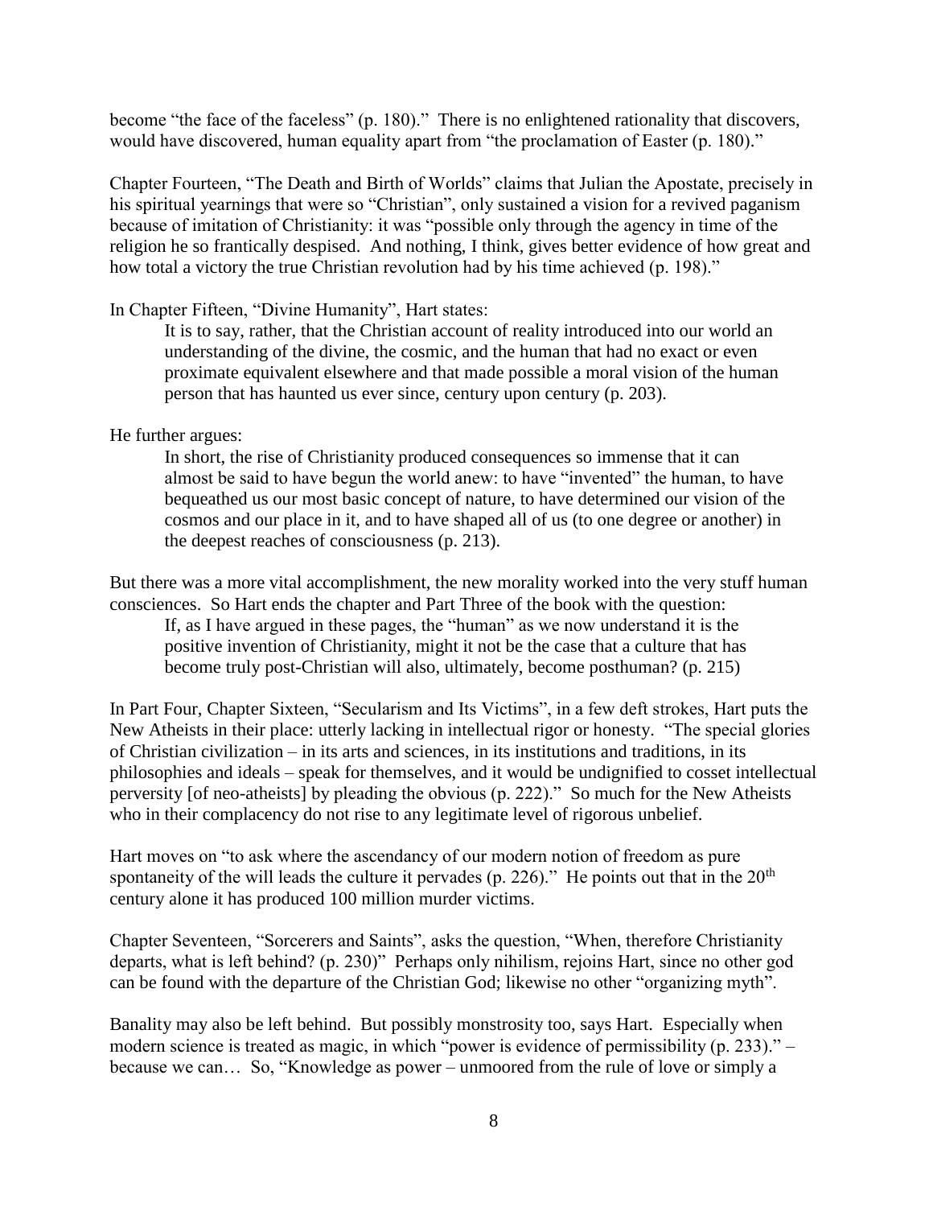become "the face of the faceless" (p. 180)." There is no enlightened rationality that discovers, would have discovered, human equality apart from "the proclamation of Easter (p. 180)."

Chapter Fourteen, "The Death and Birth of Worlds" claims that Julian the Apostate, precisely in his spiritual yearnings that were so "Christian", only sustained a vision for a revived paganism because of imitation of Christianity: it was "possible only through the agency in time of the religion he so frantically despised. And nothing, I think, gives better evidence of how great and how total a victory the true Christian revolution had by his time achieved (p. 198)."

In Chapter Fifteen, "Divine Humanity", Hart states:

> It is to say, rather, that the Christian account of reality introduced into our world an understanding of the divine, the cosmic, and the human that had no exact or even proximate equivalent elsewhere and that made possible a moral vision of the human person that has haunted us ever since, century upon century (p. 203).

He further argues:

> In short, the rise of Christianity produced consequences so immense that it can almost be said to have begun the world anew: to have "invented" the human, to have bequeathed us our most basic concept of nature, to have determined our vision of the cosmos and our place in it, and to have shaped all of us (to one degree or another) in the deepest reaches of consciousness (p. 213).

But there was a more vital accomplishment, the new morality worked into the very stuff human consciences. So Hart ends the chapter and Part Three of the book with the question:

> If, as I have argued in these pages, the "human" as we now understand it is the positive invention of Christianity, might it not be the case that a culture that has become truly post-Christian will also, ultimately, become posthuman? (p. 215)

In Part Four, Chapter Sixteen, "Secularism and Its Victims", in a few deft strokes, Hart puts the New Atheists in their place: utterly lacking in intellectual rigor or honesty. "The special glories of Christian civilization – in its arts and sciences, in its institutions and traditions, in its philosophies and ideals – speak for themselves, and it would be undignified to cosset intellectual perversity [of neo-atheists] by pleading the obvious (p. 222)." So much for the New Atheists who in their complacency do not rise to any legitimate level of rigorous unbelief.

Hart moves on "to ask where the ascendancy of our modern notion of freedom as pure spontaneity of the will leads the culture it pervades (p. 226)." He points out that in the 20th century alone it has produced 100 million murder victims.

Chapter Seventeen, "Sorcerers and Saints", asks the question, "When, therefore Christianity departs, what is left behind? (p. 230)" Perhaps only nihilism, rejoins Hart, since no other god can be found with the departure of the Christian God; likewise no other "organizing myth".

Banality may also be left behind. But possibly monstrosity too, says Hart. Especially when modern science is treated as magic, in which "power is evidence of permissibility (p. 233)." – because we can… So, "Knowledge as power – unmoored from the rule of love or simply a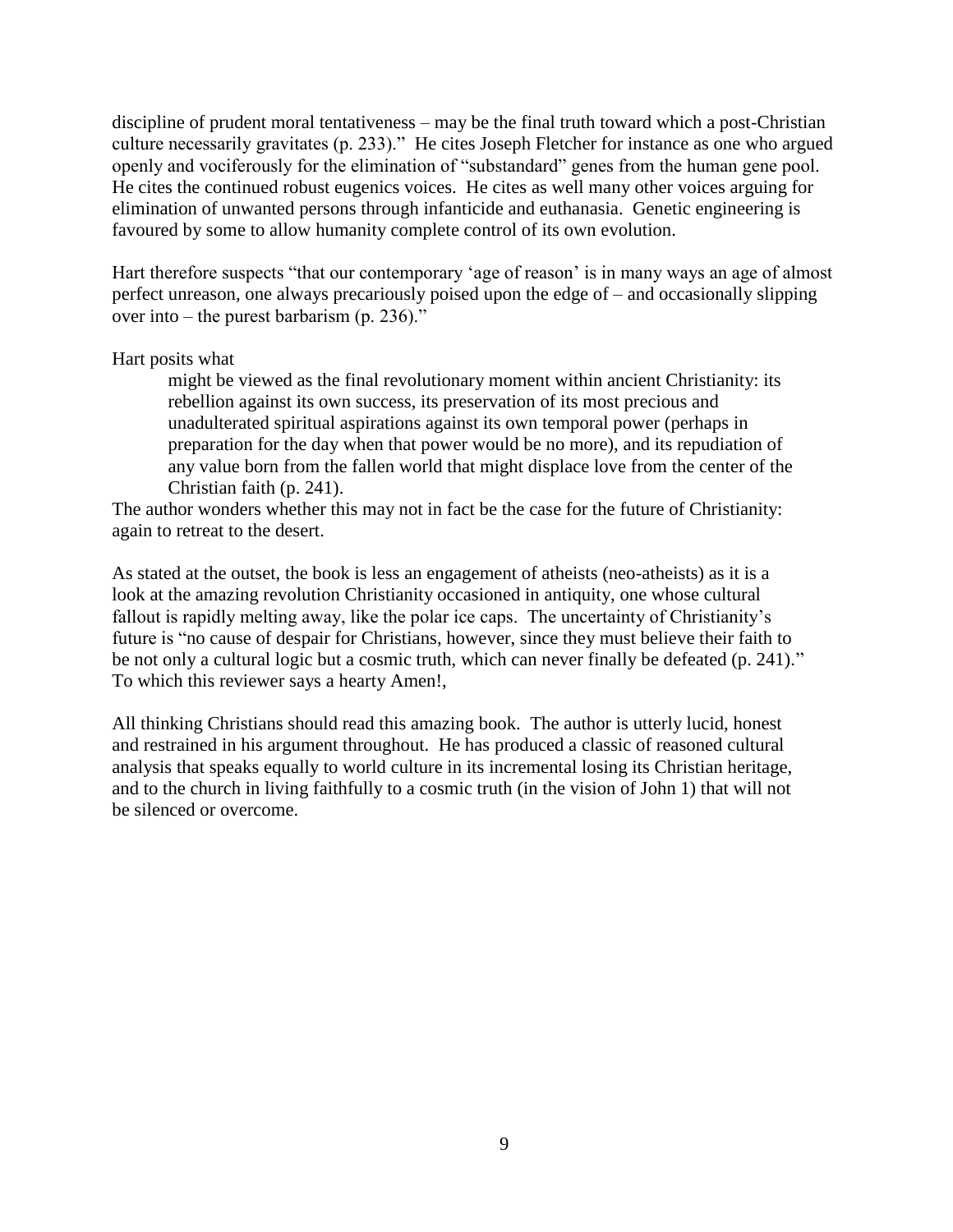discipline of prudent moral tentativeness – may be the final truth toward which a post-Christian culture necessarily gravitates (p. 233)." He cites Joseph Fletcher for instance as one who argued openly and vociferously for the elimination of "substandard" genes from the human gene pool. He cites the continued robust eugenics voices. He cites as well many other voices arguing for elimination of unwanted persons through infanticide and euthanasia. Genetic engineering is favoured by some to allow humanity complete control of its own evolution.

Hart therefore suspects "that our contemporary 'age of reason' is in many ways an age of almost perfect unreason, one always precariously poised upon the edge of – and occasionally slipping over into – the purest barbarism (p. 236)."

Hart posits what

> might be viewed as the final revolutionary moment within ancient Christianity: its rebellion against its own success, its preservation of its most precious and unadulterated spiritual aspirations against its own temporal power (perhaps in preparation for the day when that power would be no more), and its repudiation of any value born from the fallen world that might displace love from the center of the Christian faith (p. 241).

The author wonders whether this may not in fact be the case for the future of Christianity: again to retreat to the desert.

As stated at the outset, the book is less an engagement of atheists (neo-atheists) as it is a look at the amazing revolution Christianity occasioned in antiquity, one whose cultural fallout is rapidly melting away, like the polar ice caps. The uncertainty of Christianity's future is "no cause of despair for Christians, however, since they must believe their faith to be not only a cultural logic but a cosmic truth, which can never finally be defeated (p. 241)." To which this reviewer says a hearty Amen!,

All thinking Christians should read this amazing book. The author is utterly lucid, honest and restrained in his argument throughout. He has produced a classic of reasoned cultural analysis that speaks equally to world culture in its incremental losing its Christian heritage, and to the church in living faithfully to a cosmic truth (in the vision of John 1) that will not be silenced or overcome.